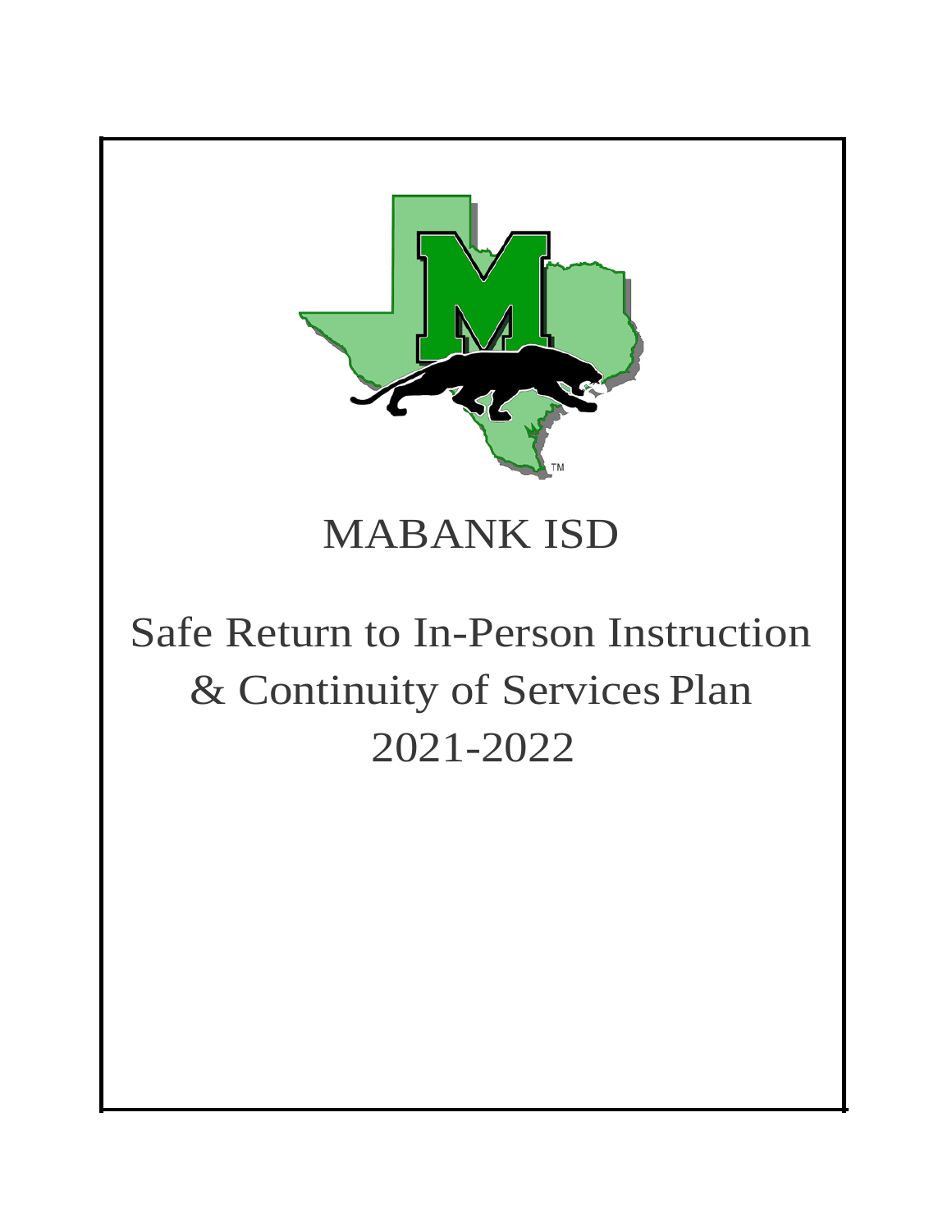# MABANK ISD

# Safe Return to In-Person Instruction & Continuity of Services Plan 2021-2022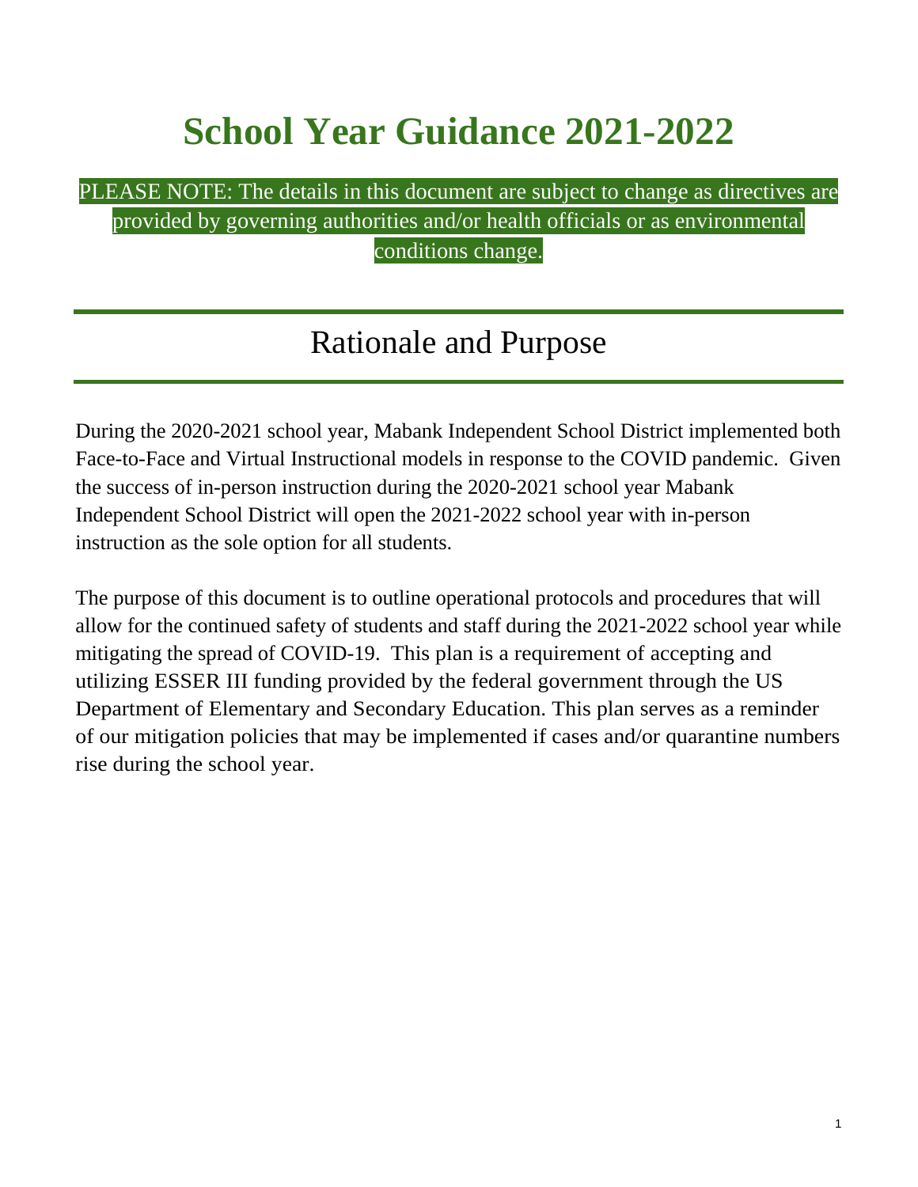# School Year Guidance 2021-2022

PLEASE NOTE: The details in this document are subject to change as directives are provided by governing authorities and/or health officials or as environmental conditions change.

## Rationale and Purpose

During the 2020-2021 school year, Mabank Independent School District implemented both Face-to-Face and Virtual Instructional models in response to the COVID pandemic. Given the success of in-person instruction during the 2020-2021 school year Mabank Independent School District will open the 2021-2022 school year with in-person instruction as the sole option for all students.

The purpose of this document is to outline operational protocols and procedures that will allow for the continued safety of students and staff during the 2021-2022 school year while mitigating the spread of COVID-19. This plan is a requirement of accepting and utilizing ESSER III funding provided by the federal government through the US Department of Elementary and Secondary Education. This plan serves as a reminder of our mitigation policies that may be implemented if cases and/or quarantine numbers rise during the school year.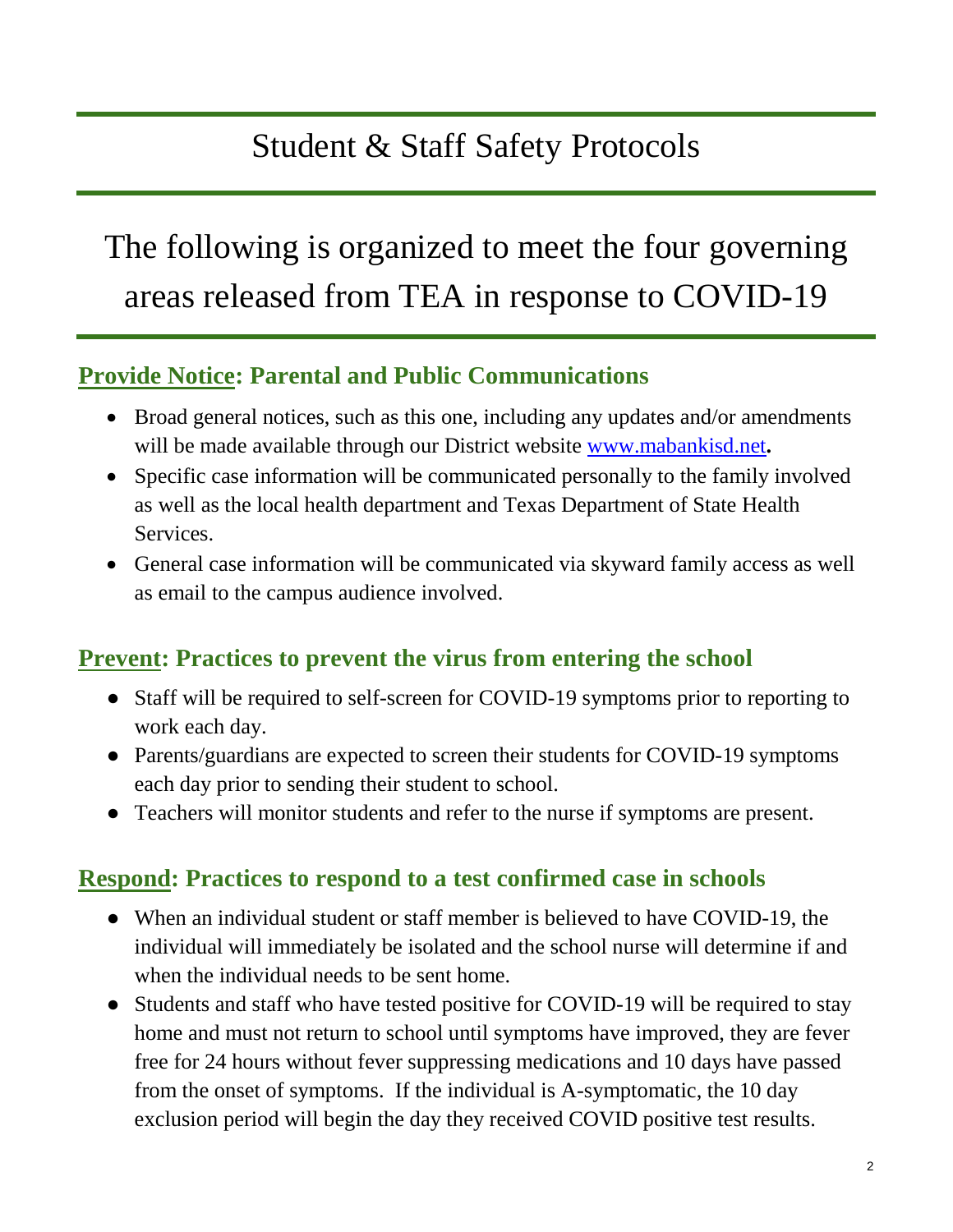# Student & Staff Safety Protocols

## The following is organized to meet the four governing areas released from TEA in response to COVID-19

### Provide Notice: Parental and Public Communications

- Broad general notices, such as this one, including any updates and/or amendments will be made available through our District website [www.mabankisd.net](http://www.mabankisd.net)**.**
- Specific case information will be communicated personally to the family involved as well as the local health department and Texas Department of State Health Services.
- General case information will be communicated via skyward family access as well as email to the campus audience involved.

### Prevent: Practices to prevent the virus from entering the school

- Staff will be required to self-screen for COVID-19 symptoms prior to reporting to work each day.
- Parents/guardians are expected to screen their students for COVID-19 symptoms each day prior to sending their student to school.
- Teachers will monitor students and refer to the nurse if symptoms are present.

### Respond: Practices to respond to a test confirmed case in schools

- When an individual student or staff member is believed to have COVID-19, the individual will immediately be isolated and the school nurse will determine if and when the individual needs to be sent home.
- Students and staff who have tested positive for COVID-19 will be required to stay home and must not return to school until symptoms have improved, they are fever free for 24 hours without fever suppressing medications and 10 days have passed from the onset of symptoms. If the individual is A-symptomatic, the 10 day exclusion period will begin the day they received COVID positive test results.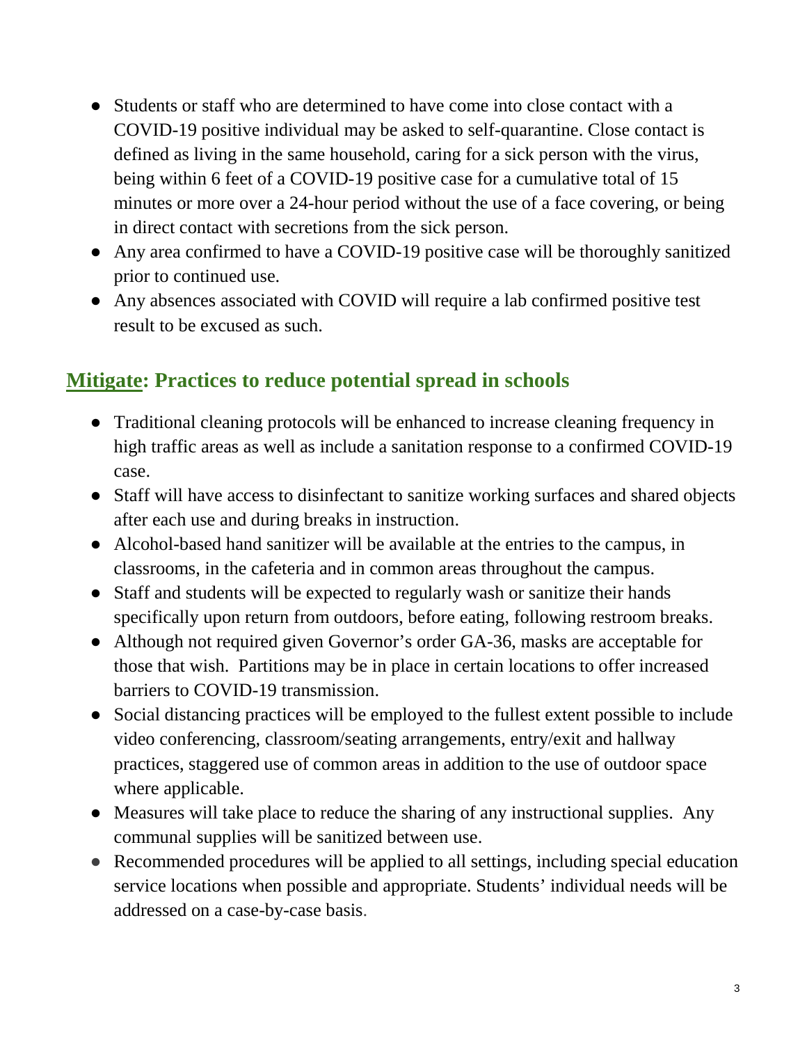- Students or staff who are determined to have come into close contact with a COVID-19 positive individual may be asked to self-quarantine. Close contact is defined as living in the same household, caring for a sick person with the virus, being within 6 feet of a COVID-19 positive case for a cumulative total of 15 minutes or more over a 24-hour period without the use of a face covering, or being in direct contact with secretions from the sick person.
- Any area confirmed to have a COVID-19 positive case will be thoroughly sanitized prior to continued use.
- Any absences associated with COVID will require a lab confirmed positive test result to be excused as such.

## Mitigate: Practices to reduce potential spread in schools

- Traditional cleaning protocols will be enhanced to increase cleaning frequency in high traffic areas as well as include a sanitation response to a confirmed COVID-19 case.
- Staff will have access to disinfectant to sanitize working surfaces and shared objects after each use and during breaks in instruction.
- Alcohol-based hand sanitizer will be available at the entries to the campus, in classrooms, in the cafeteria and in common areas throughout the campus.
- Staff and students will be expected to regularly wash or sanitize their hands specifically upon return from outdoors, before eating, following restroom breaks.
- Although not required given Governor's order GA-36, masks are acceptable for those that wish. Partitions may be in place in certain locations to offer increased barriers to COVID-19 transmission.
- Social distancing practices will be employed to the fullest extent possible to include video conferencing, classroom/seating arrangements, entry/exit and hallway practices, staggered use of common areas in addition to the use of outdoor space where applicable.
- Measures will take place to reduce the sharing of any instructional supplies. Any communal supplies will be sanitized between use.
- Recommended procedures will be applied to all settings, including special education service locations when possible and appropriate. Students' individual needs will be addressed on a case-by-case basis.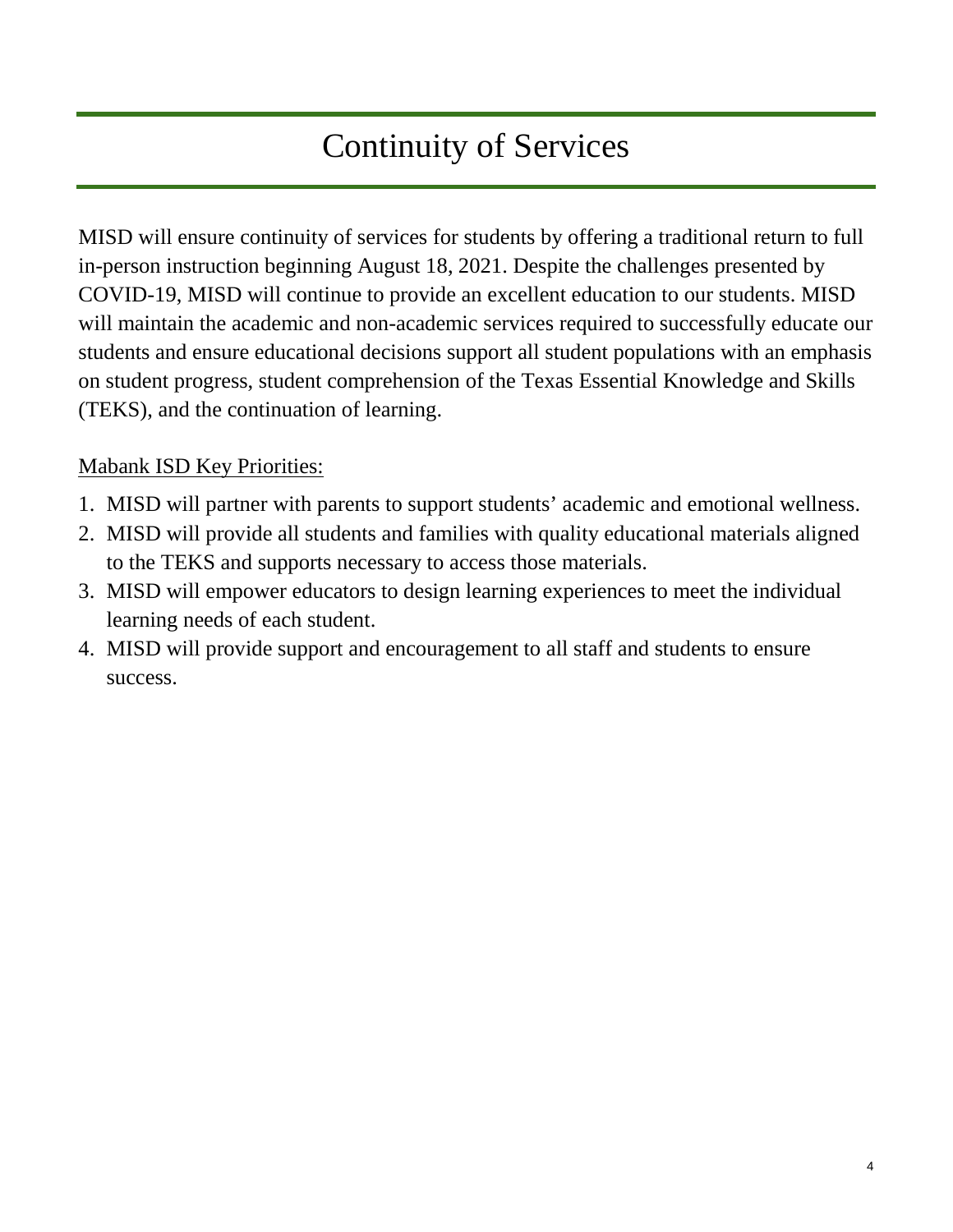# Continuity of Services

MISD will ensure continuity of services for students by offering a traditional return to full in-person instruction beginning August 18, 2021. Despite the challenges presented by COVID-19, MISD will continue to provide an excellent education to our students. MISD will maintain the academic and non-academic services required to successfully educate our students and ensure educational decisions support all student populations with an emphasis on student progress, student comprehension of the Texas Essential Knowledge and Skills (TEKS), and the continuation of learning.

<u>Mabank ISD Key Priorities:</u>

1. MISD will partner with parents to support students' academic and emotional wellness.
2. MISD will provide all students and families with quality educational materials aligned to the TEKS and supports necessary to access those materials.
3. MISD will empower educators to design learning experiences to meet the individual learning needs of each student.
4. MISD will provide support and encouragement to all staff and students to ensure success.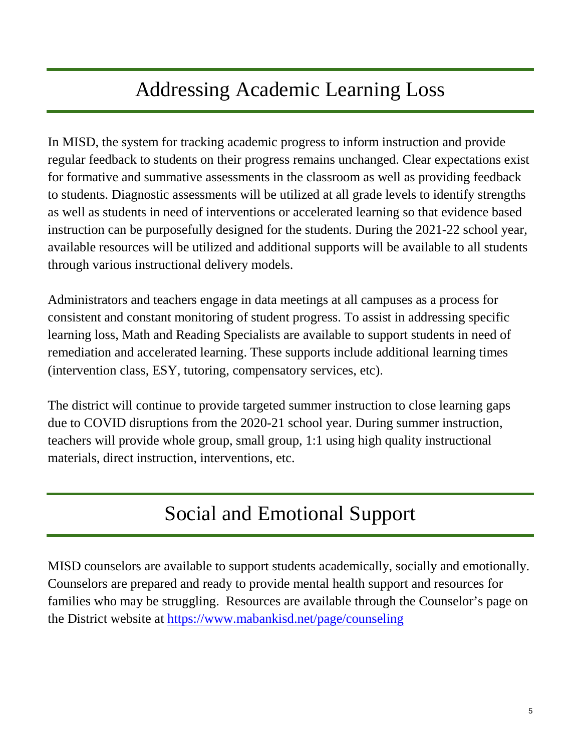# Addressing Academic Learning Loss

In MISD, the system for tracking academic progress to inform instruction and provide regular feedback to students on their progress remains unchanged. Clear expectations exist for formative and summative assessments in the classroom as well as providing feedback to students. Diagnostic assessments will be utilized at all grade levels to identify strengths as well as students in need of interventions or accelerated learning so that evidence based instruction can be purposefully designed for the students. During the 2021-22 school year, available resources will be utilized and additional supports will be available to all students through various instructional delivery models.

Administrators and teachers engage in data meetings at all campuses as a process for consistent and constant monitoring of student progress. To assist in addressing specific learning loss, Math and Reading Specialists are available to support students in need of remediation and accelerated learning. These supports include additional learning times (intervention class, ESY, tutoring, compensatory services, etc).

The district will continue to provide targeted summer instruction to close learning gaps due to COVID disruptions from the 2020-21 school year. During summer instruction, teachers will provide whole group, small group, 1:1 using high quality instructional materials, direct instruction, interventions, etc.

# Social and Emotional Support

MISD counselors are available to support students academically, socially and emotionally. Counselors are prepared and ready to provide mental health support and resources for families who may be struggling. Resources are available through the Counselor's page on the District website at [https://www.mabankisd.net/page/counseling](https://www.mabankisd.net/page/counseling)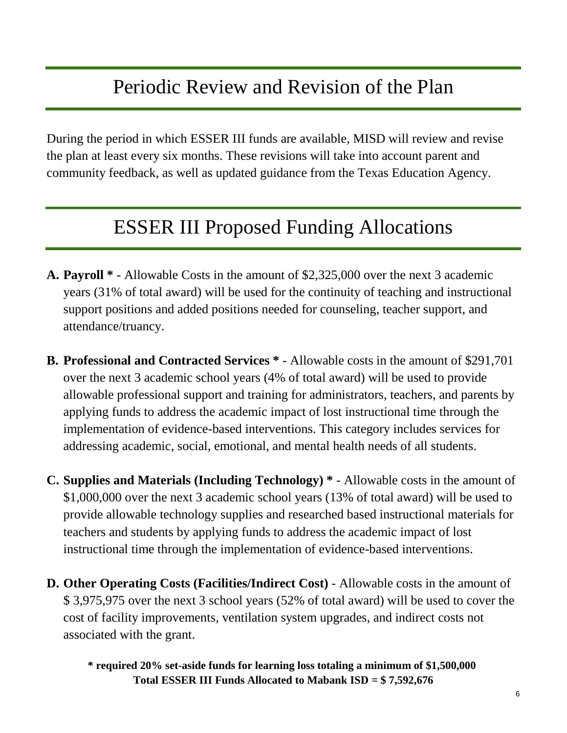## Periodic Review and Revision of the Plan

During the period in which ESSER III funds are available, MISD will review and revise the plan at least every six months. These revisions will take into account parent and community feedback, as well as updated guidance from the Texas Education Agency.

## ESSER III Proposed Funding Allocations

A. **Payroll *** - Allowable Costs in the amount of $2,325,000 over the next 3 academic years (31% of total award) will be used for the continuity of teaching and instructional support positions and added positions needed for counseling, teacher support, and attendance/truancy.

B. **Professional and Contracted Services *** - Allowable costs in the amount of $291,701 over the next 3 academic school years (4% of total award) will be used to provide allowable professional support and training for administrators, teachers, and parents by applying funds to address the academic impact of lost instructional time through the implementation of evidence-based interventions. This category includes services for addressing academic, social, emotional, and mental health needs of all students.

C. **Supplies and Materials (Including Technology) *** - Allowable costs in the amount of $1,000,000 over the next 3 academic school years (13% of total award) will be used to provide allowable technology supplies and researched based instructional materials for teachers and students by applying funds to address the academic impact of lost instructional time through the implementation of evidence-based interventions.

D. **Other Operating Costs (Facilities/Indirect Cost)** - Allowable costs in the amount of $ 3,975,975 over the next 3 school years (52% of total award) will be used to cover the cost of facility improvements, ventilation system upgrades, and indirect costs not associated with the grant.

**\* required 20% set-aside funds for learning loss totaling a minimum of $1,500,000**
**Total ESSER III Funds Allocated to Mabank ISD = $ 7,592,676**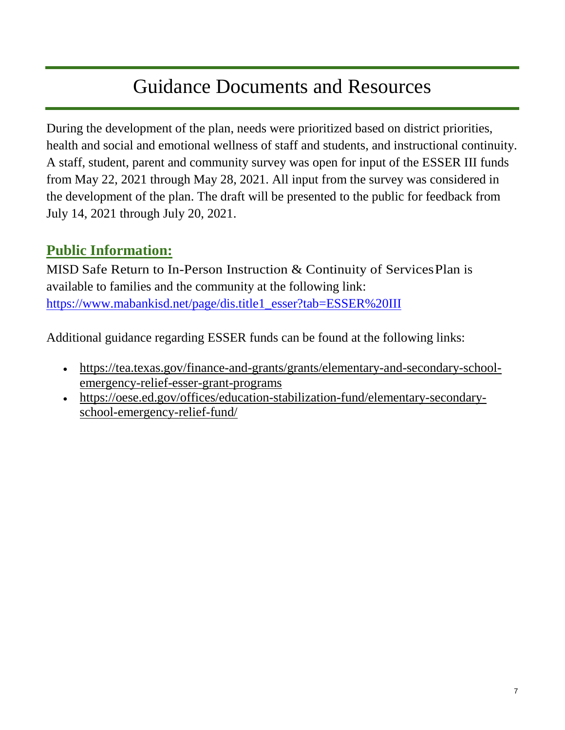# Guidance Documents and Resources

During the development of the plan, needs were prioritized based on district priorities, health and social and emotional wellness of staff and students, and instructional continuity. A staff, student, parent and community survey was open for input of the ESSER III funds from May 22, 2021 through May 28, 2021. All input from the survey was considered in the development of the plan. The draft will be presented to the public for feedback from July 14, 2021 through July 20, 2021.

## Public Information:

MISD Safe Return to In-Person Instruction & Continuity of Services Plan is available to families and the community at the following link:
https://www.mabankisd.net/page/dis.title1_esser?tab=ESSER%20III

Additional guidance regarding ESSER funds can be found at the following links:

- https://tea.texas.gov/finance-and-grants/grants/elementary-and-secondary-school-emergency-relief-esser-grant-programs
- https://oese.ed.gov/offices/education-stabilization-fund/elementary-secondary-school-emergency-relief-fund/